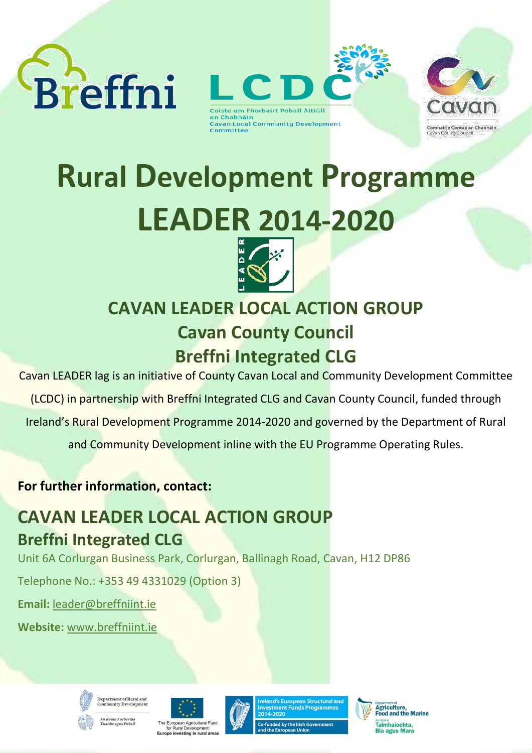Breffni

LCDC

Coiste um Fhorbairt Pobail Áitiúil an Chabháin
Cavan Local Community Development Committee

Cavan
Comhairle Contae an Chabháin
Cavan County Council

# Rural Development Programme LEADER 2014-2020

LEADER

## CAVAN LEADER LOCAL ACTION GROUP
## Cavan County Council
## Breffni Integrated CLG

Cavan LEADER lag is an initiative of County Cavan Local and Community Development Committee (LCDC) in partnership with Breffni Integrated CLG and Cavan County Council, funded through Ireland's Rural Development Programme 2014-2020 and governed by the Department of Rural and Community Development inline with the EU Programme Operating Rules.

**For further information, contact:**

## CAVAN LEADER LOCAL ACTION GROUP
### Breffni Integrated CLG

Unit 6A Corlurgan Business Park, Corlurgan, Ballinagh Road, Cavan, H12 DP86

Telephone No.: +353 49 4331029 (Option 3)

**Email:** leader@breffniint.ie

**Website:** www.breffniint.ie

Department of Rural and Community Development
An Roinn Forbartha Tuaithe agus Pobail

The European Agricultural Fund for Rural Development:
Europe investing in rural areas

Ireland's European Structural and Investment Funds Programmes 2014-2020
Co-funded by the Irish Government and the European Union

Department of Agriculture, Food and the Marine
An Roinn Talmhaíochta, Bia agus Mara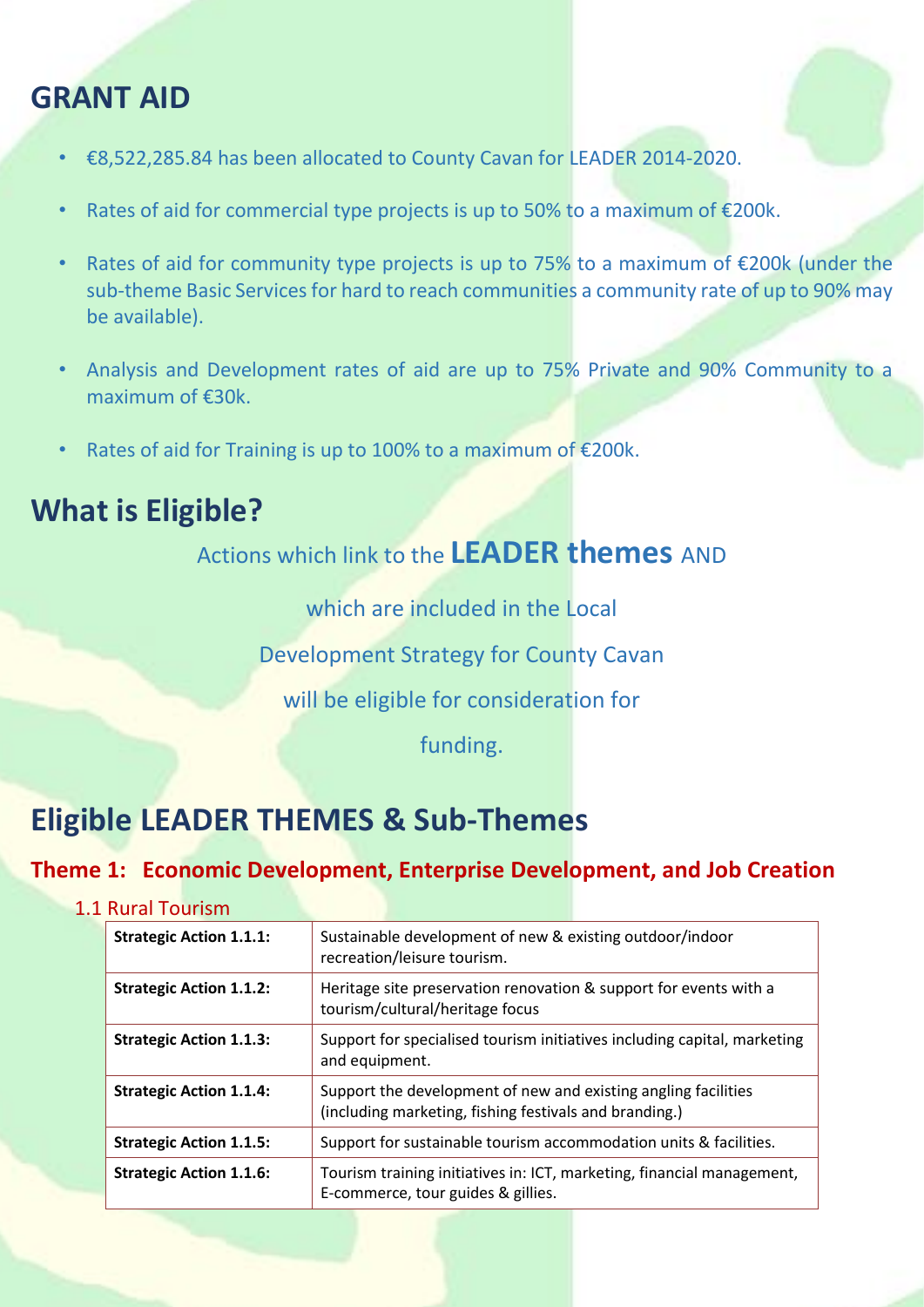## GRANT AID

- €8,522,285.84 has been allocated to County Cavan for LEADER 2014-2020.
- Rates of aid for commercial type projects is up to 50% to a maximum of €200k.
- Rates of aid for community type projects is up to 75% to a maximum of €200k (under the sub-theme Basic Services for hard to reach communities a community rate of up to 90% may be available).
- Analysis and Development rates of aid are up to 75% Private and 90% Community to a maximum of €30k.
- Rates of aid for Training is up to 100% to a maximum of €200k.

## What is Eligible?

Actions which link to the **LEADER themes** AND which are included in the Local Development Strategy for County Cavan will be eligible for consideration for funding.

## Eligible LEADER THEMES & Sub-Themes

### Theme 1: Economic Development, Enterprise Development, and Job Creation

1.1 Rural Tourism

| | |
|---|---|
| **Strategic Action 1.1.1:** | Sustainable development of new & existing outdoor/indoor recreation/leisure tourism. |
| **Strategic Action 1.1.2:** | Heritage site preservation renovation & support for events with a tourism/cultural/heritage focus |
| **Strategic Action 1.1.3:** | Support for specialised tourism initiatives including capital, marketing and equipment. |
| **Strategic Action 1.1.4:** | Support the development of new and existing angling facilities (including marketing, fishing festivals and branding.) |
| **Strategic Action 1.1.5:** | Support for sustainable tourism accommodation units & facilities. |
| **Strategic Action 1.1.6:** | Tourism training initiatives in: ICT, marketing, financial management, E-commerce, tour guides & gillies. |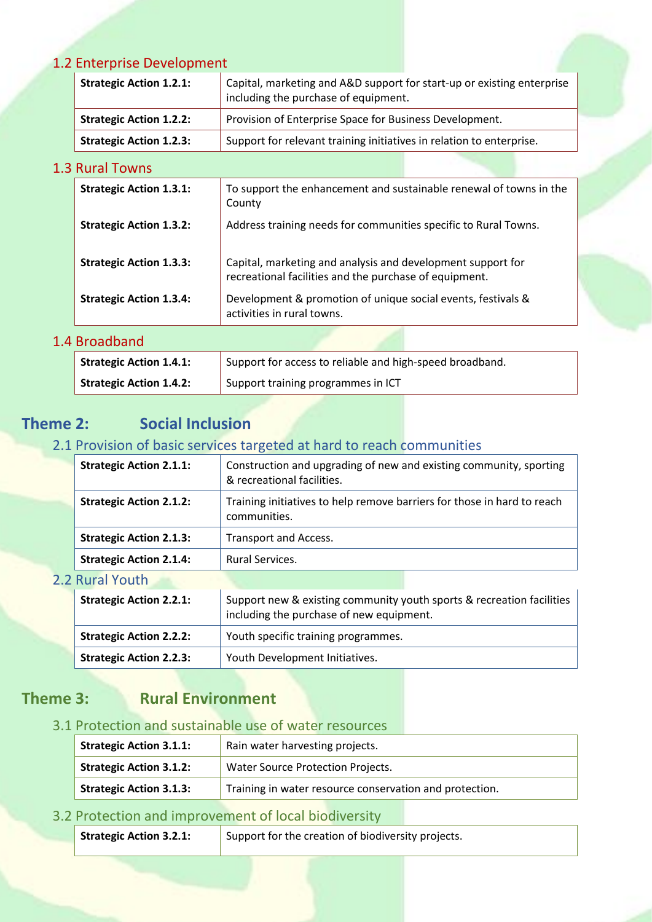### 1.2 Enterprise Development

| | |
|---|---|
| **Strategic Action 1.2.1:** | Capital, marketing and A&D support for start-up or existing enterprise including the purchase of equipment. |
| **Strategic Action 1.2.2:** | Provision of Enterprise Space for Business Development. |
| **Strategic Action 1.2.3:** | Support for relevant training initiatives in relation to enterprise. |

### 1.3 Rural Towns

| | |
|---|---|
| **Strategic Action 1.3.1:** | To support the enhancement and sustainable renewal of towns in the County |
| **Strategic Action 1.3.2:** | Address training needs for communities specific to Rural Towns. |
| **Strategic Action 1.3.3:** | Capital, marketing and analysis and development support for recreational facilities and the purchase of equipment. |
| **Strategic Action 1.3.4:** | Development & promotion of unique social events, festivals & activities in rural towns. |

### 1.4 Broadband

| | |
|---|---|
| **Strategic Action 1.4.1:** | Support for access to reliable and high-speed broadband. |
| **Strategic Action 1.4.2:** | Support training programmes in ICT |

## Theme 2: Social Inclusion

### 2.1 Provision of basic services targeted at hard to reach communities

| | |
|---|---|
| **Strategic Action 2.1.1:** | Construction and upgrading of new and existing community, sporting & recreational facilities. |
| **Strategic Action 2.1.2:** | Training initiatives to help remove barriers for those in hard to reach communities. |
| **Strategic Action 2.1.3:** | Transport and Access. |
| **Strategic Action 2.1.4:** | Rural Services. |

### 2.2 Rural Youth

| | |
|---|---|
| **Strategic Action 2.2.1:** | Support new & existing community youth sports & recreation facilities including the purchase of new equipment. |
| **Strategic Action 2.2.2:** | Youth specific training programmes. |
| **Strategic Action 2.2.3:** | Youth Development Initiatives. |

## Theme 3: Rural Environment

### 3.1 Protection and sustainable use of water resources

| | |
|---|---|
| **Strategic Action 3.1.1:** | Rain water harvesting projects. |
| **Strategic Action 3.1.2:** | Water Source Protection Projects. |
| **Strategic Action 3.1.3:** | Training in water resource conservation and protection. |

### 3.2 Protection and improvement of local biodiversity

| | |
|---|---|
| **Strategic Action 3.2.1:** | Support for the creation of biodiversity projects. |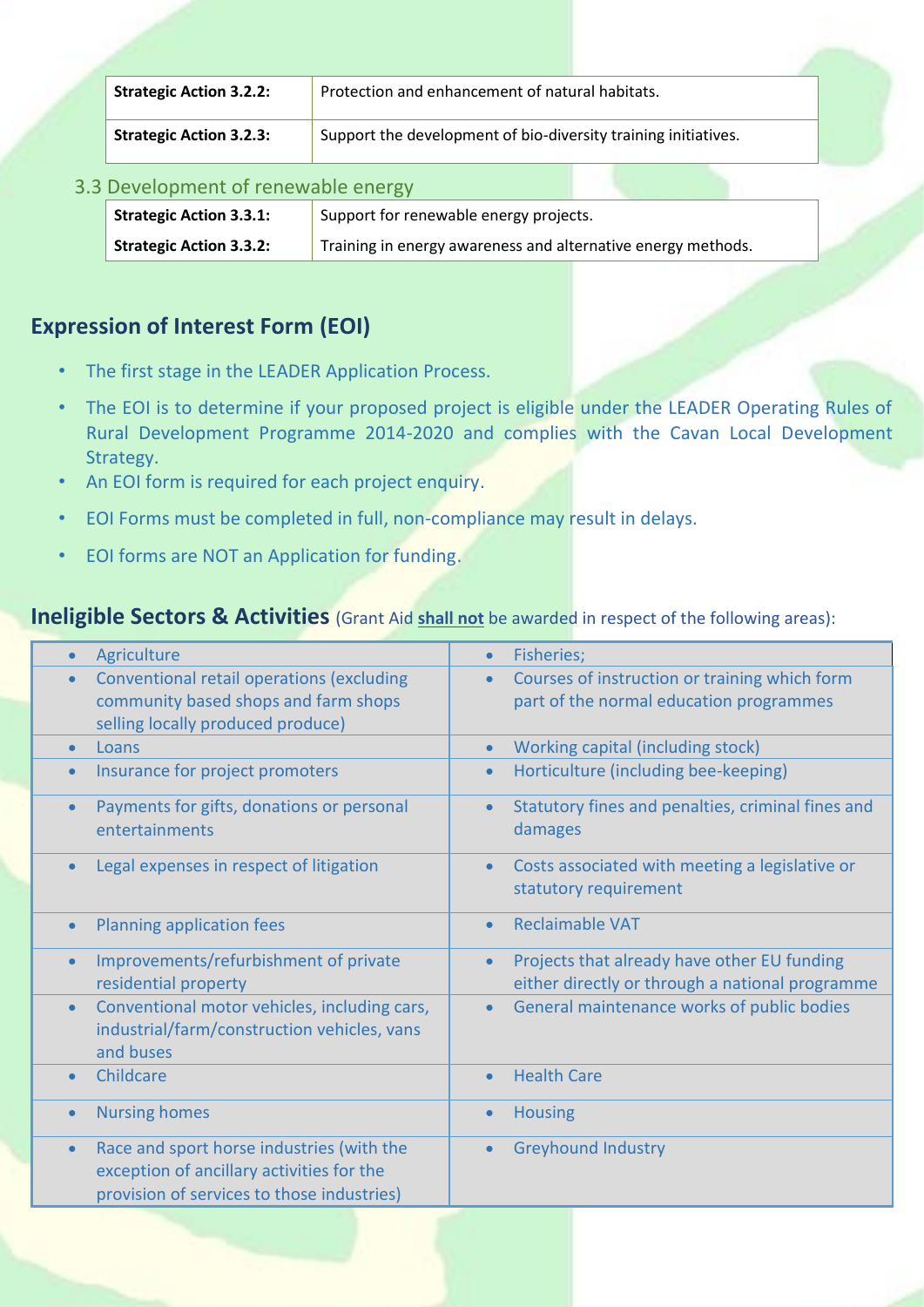| | |
|---|---|
| **Strategic Action 3.2.2:** | Protection and enhancement of natural habitats. |
| **Strategic Action 3.2.3:** | Support the development of bio-diversity training initiatives. |

### 3.3 Development of renewable energy

| | |
|---|---|
| **Strategic Action 3.3.1:** | Support for renewable energy projects. |
| **Strategic Action 3.3.2:** | Training in energy awareness and alternative energy methods. |

## Expression of Interest Form (EOI)

- The first stage in the LEADER Application Process.
- The EOI is to determine if your proposed project is eligible under the LEADER Operating Rules of Rural Development Programme 2014-2020 and complies with the Cavan Local Development Strategy.
- An EOI form is required for each project enquiry.
- EOI Forms must be completed in full, non-compliance may result in delays.
- EOI forms are NOT an Application for funding.

## Ineligible Sectors & Activities (Grant Aid **shall not** be awarded in respect of the following areas):

| | |
|---|---|
| • Agriculture | • Fisheries; |
| • Conventional retail operations (excluding community based shops and farm shops selling locally produced produce) | • Courses of instruction or training which form part of the normal education programmes |
| • Loans | • Working capital (including stock) |
| • Insurance for project promoters | • Horticulture (including bee-keeping) |
| • Payments for gifts, donations or personal entertainments | • Statutory fines and penalties, criminal fines and damages |
| • Legal expenses in respect of litigation | • Costs associated with meeting a legislative or statutory requirement |
| • Planning application fees | • Reclaimable VAT |
| • Improvements/refurbishment of private residential property | • Projects that already have other EU funding either directly or through a national programme |
| • Conventional motor vehicles, including cars, industrial/farm/construction vehicles, vans and buses | • General maintenance works of public bodies |
| • Childcare | • Health Care |
| • Nursing homes | • Housing |
| • Race and sport horse industries (with the exception of ancillary activities for the provision of services to those industries) | • Greyhound Industry |